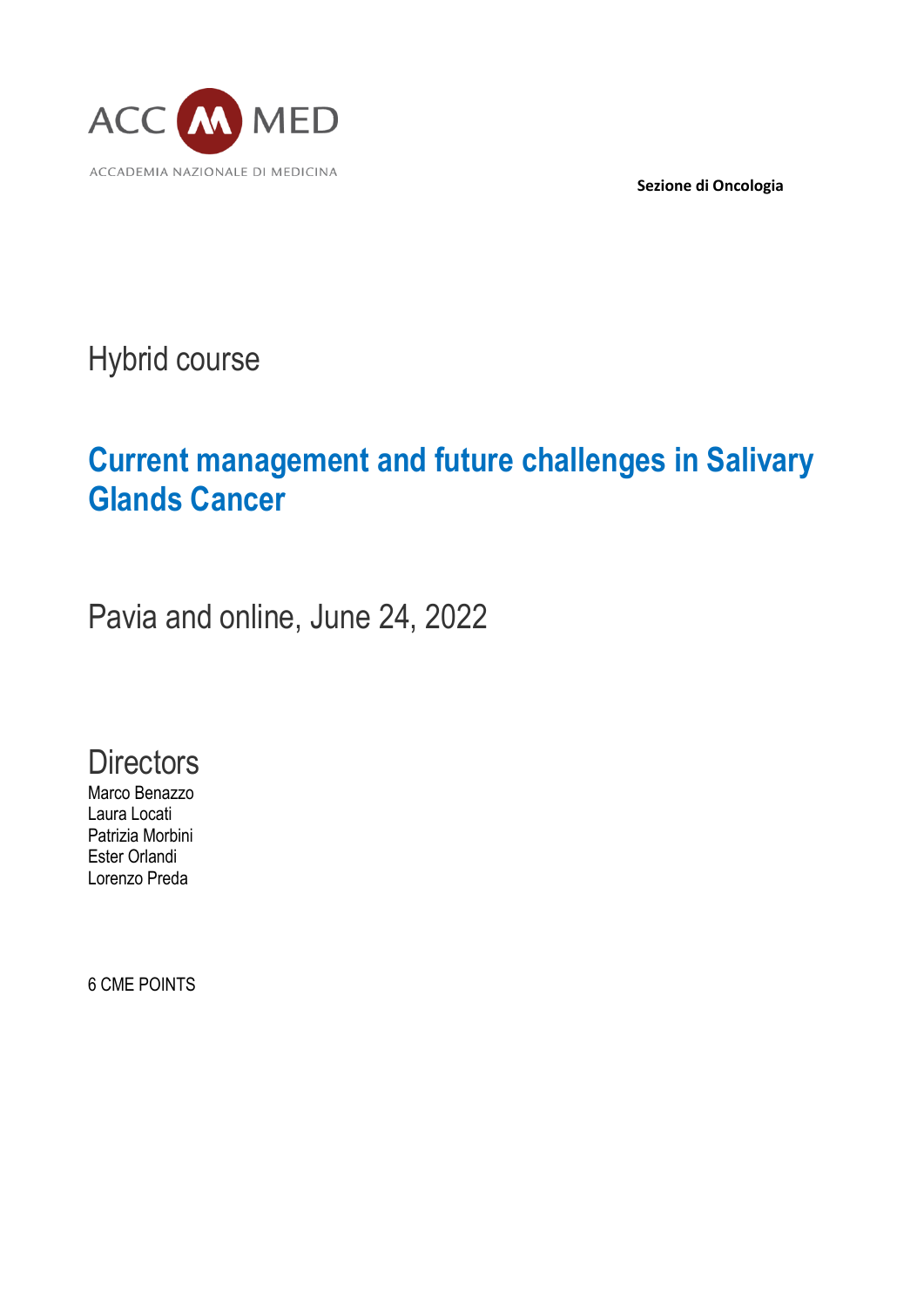ACC MED

ACCADEMIA NAZIONALE DI MEDICINA

**Sezione di Oncologia**

Hybrid course

# Current management and future challenges in Salivary Glands Cancer

Pavia and online, June 24, 2022

## Directors

Marco Benazzo
Laura Locati
Patrizia Morbini
Ester Orlandi
Lorenzo Preda

6 CME POINTS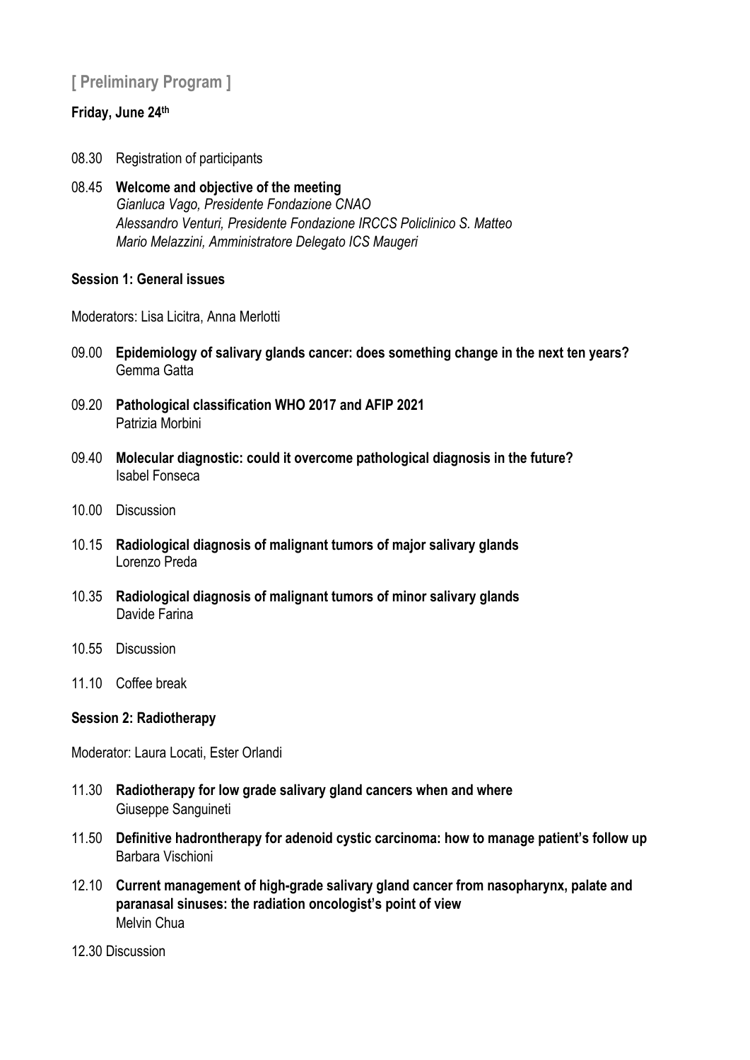## [ Preliminary Program ]

**Friday, June 24th**

08.30 Registration of participants

08.45 **Welcome and objective of the meeting**
*Gianluca Vago, Presidente Fondazione CNAO*
*Alessandro Venturi, Presidente Fondazione IRCCS Policlinico S. Matteo*
*Mario Melazzini, Amministratore Delegato ICS Maugeri*

**Session 1: General issues**

Moderators: Lisa Licitra, Anna Merlotti

09.00 **Epidemiology of salivary glands cancer: does something change in the next ten years?**
Gemma Gatta

09.20 **Pathological classification WHO 2017 and AFIP 2021**
Patrizia Morbini

09.40 **Molecular diagnostic: could it overcome pathological diagnosis in the future?**
Isabel Fonseca

10.00 Discussion

10.15 **Radiological diagnosis of malignant tumors of major salivary glands**
Lorenzo Preda

10.35 **Radiological diagnosis of malignant tumors of minor salivary glands**
Davide Farina

10.55 Discussion

11.10 Coffee break

**Session 2: Radiotherapy**

Moderator: Laura Locati, Ester Orlandi

11.30 **Radiotherapy for low grade salivary gland cancers when and where**
Giuseppe Sanguineti

11.50 **Definitive hadrontherapy for adenoid cystic carcinoma: how to manage patient's follow up**
Barbara Vischioni

12.10 **Current management of high-grade salivary gland cancer from nasopharynx, palate and paranasal sinuses: the radiation oncologist's point of view**
Melvin Chua

12.30 Discussion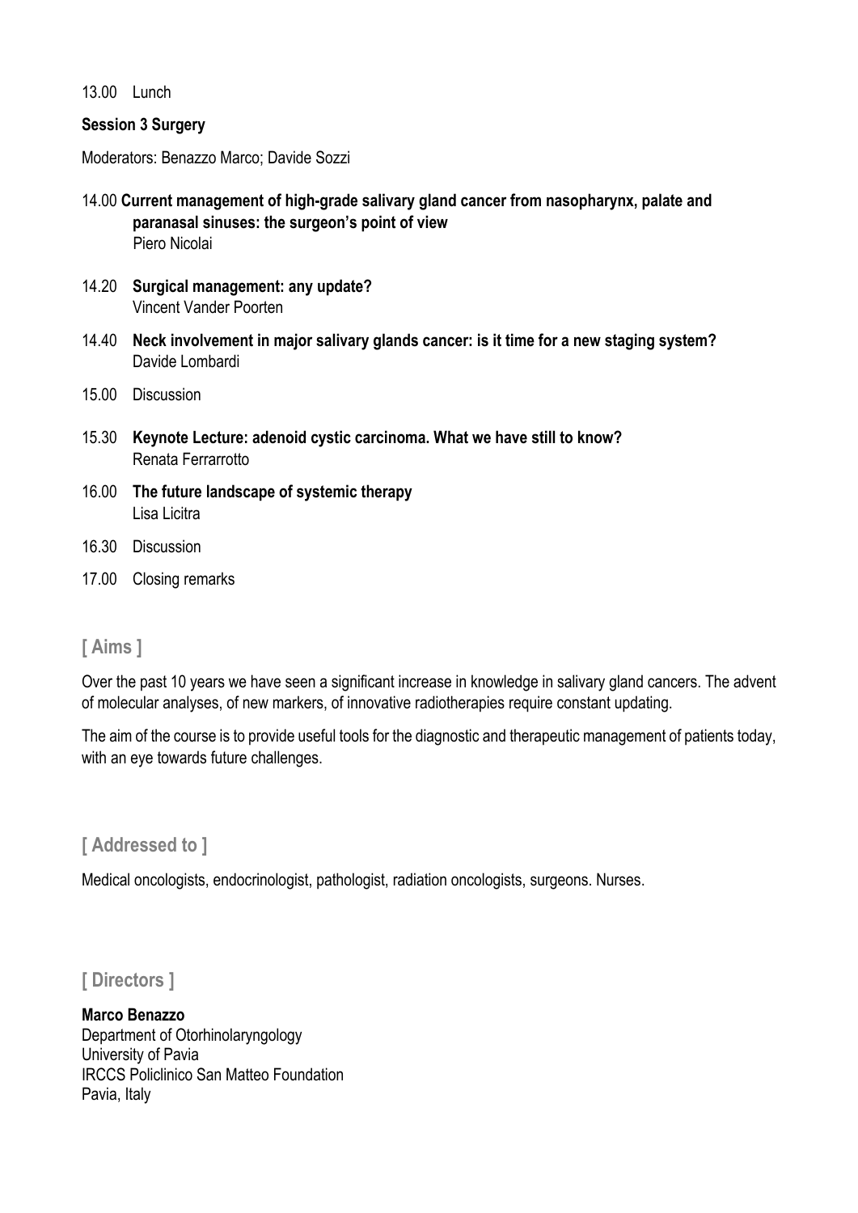13.00 Lunch

**Session 3 Surgery**

Moderators: Benazzo Marco; Davide Sozzi

14.00 **Current management of high-grade salivary gland cancer from nasopharynx, palate and paranasal sinuses: the surgeon's point of view**
Piero Nicolai

14.20 **Surgical management: any update?**
Vincent Vander Poorten

14.40 **Neck involvement in major salivary glands cancer: is it time for a new staging system?**
Davide Lombardi

15.00 Discussion

15.30 **Keynote Lecture: adenoid cystic carcinoma. What we have still to know?**
Renata Ferrarrotto

16.00 **The future landscape of systemic therapy**
Lisa Licitra

16.30 Discussion

17.00 Closing remarks

## [ Aims ]

Over the past 10 years we have seen a significant increase in knowledge in salivary gland cancers. The advent of molecular analyses, of new markers, of innovative radiotherapies require constant updating.

The aim of the course is to provide useful tools for the diagnostic and therapeutic management of patients today, with an eye towards future challenges.

## [ Addressed to ]

Medical oncologists, endocrinologist, pathologist, radiation oncologists, surgeons. Nurses.

## [ Directors ]

**Marco Benazzo**
Department of Otorhinolaryngology
University of Pavia
IRCCS Policlinico San Matteo Foundation
Pavia, Italy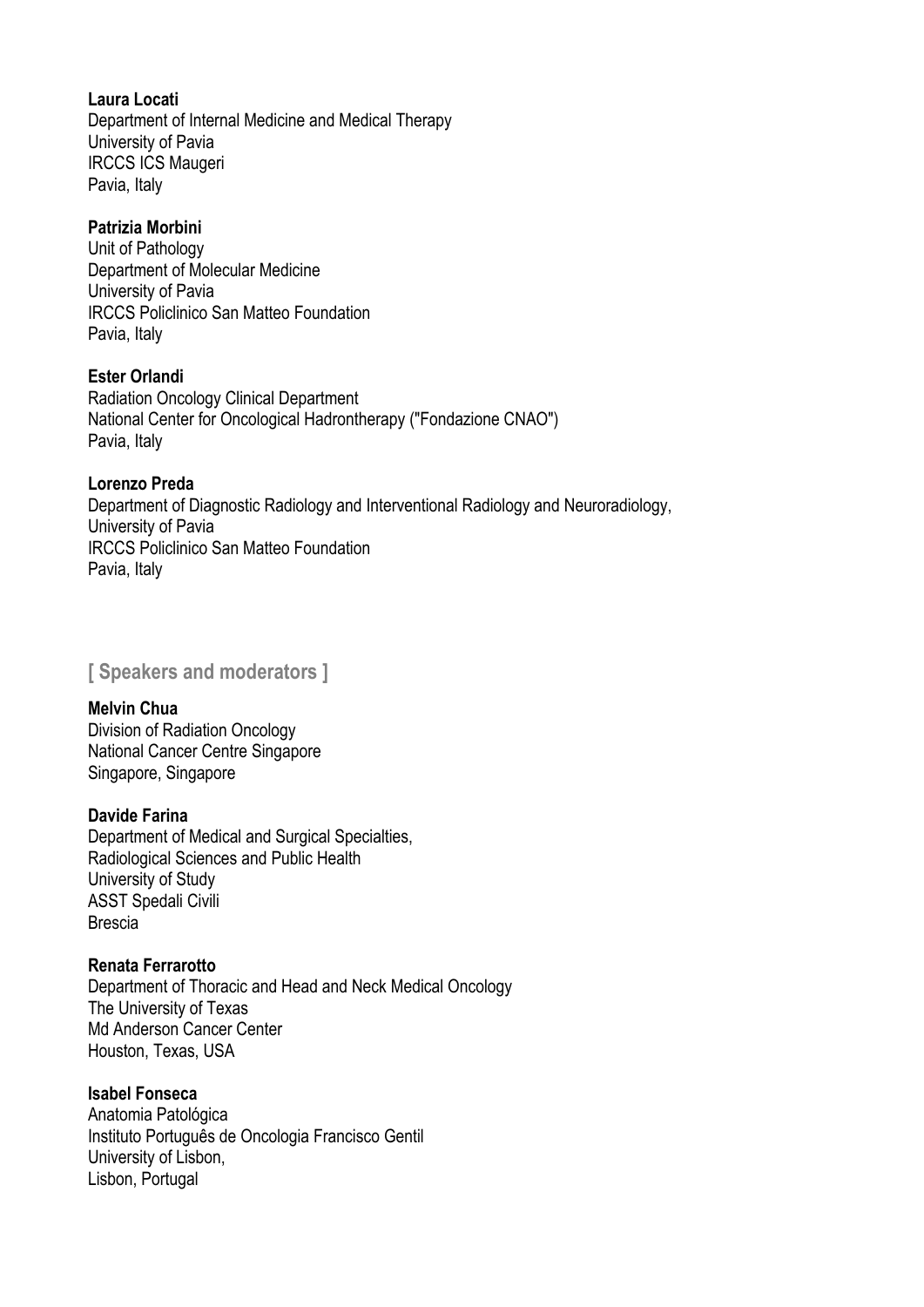**Laura Locati**
Department of Internal Medicine and Medical Therapy
University of Pavia
IRCCS ICS Maugeri
Pavia, Italy

**Patrizia Morbini**
Unit of Pathology
Department of Molecular Medicine
University of Pavia
IRCCS Policlinico San Matteo Foundation
Pavia, Italy

**Ester Orlandi**
Radiation Oncology Clinical Department
National Center for Oncological Hadrontherapy ("Fondazione CNAO")
Pavia, Italy

**Lorenzo Preda**
Department of Diagnostic Radiology and Interventional Radiology and Neuroradiology,
University of Pavia
IRCCS Policlinico San Matteo Foundation
Pavia, Italy

## [ Speakers and moderators ]

**Melvin Chua**
Division of Radiation Oncology
National Cancer Centre Singapore
Singapore, Singapore

**Davide Farina**
Department of Medical and Surgical Specialties,
Radiological Sciences and Public Health
University of Study
ASST Spedali Civili
Brescia

**Renata Ferrarotto**
Department of Thoracic and Head and Neck Medical Oncology
The University of Texas
Md Anderson Cancer Center
Houston, Texas, USA

**Isabel Fonseca**
Anatomia Patológica
Instituto Português de Oncologia Francisco Gentil
University of Lisbon,
Lisbon, Portugal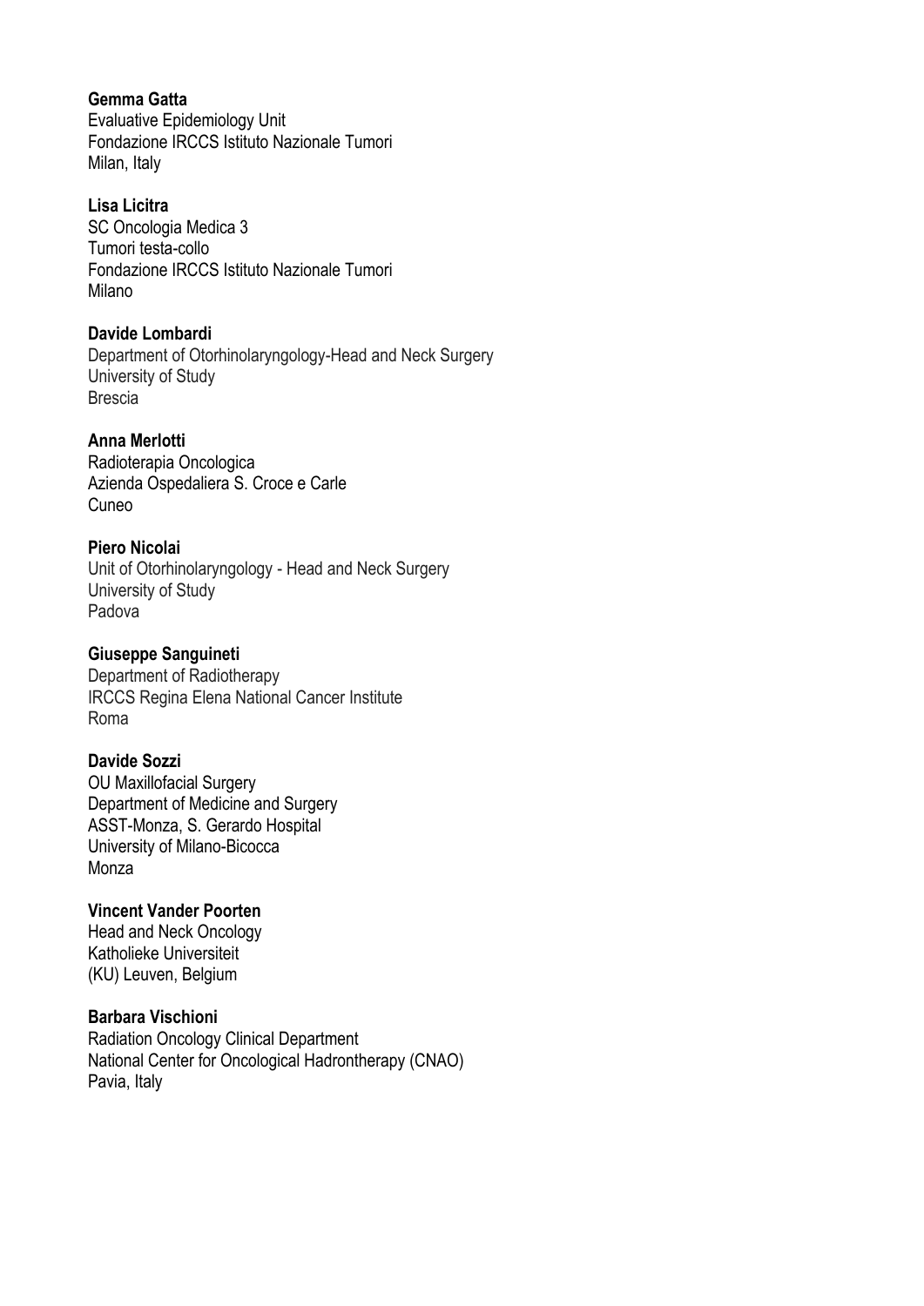**Gemma Gatta**
Evaluative Epidemiology Unit
Fondazione IRCCS Istituto Nazionale Tumori
Milan, Italy

**Lisa Licitra**
SC Oncologia Medica 3
Tumori testa-collo
Fondazione IRCCS Istituto Nazionale Tumori
Milano

**Davide Lombardi**
Department of Otorhinolaryngology-Head and Neck Surgery
University of Study
Brescia

**Anna Merlotti**
Radioterapia Oncologica
Azienda Ospedaliera S. Croce e Carle
Cuneo

**Piero Nicolai**
Unit of Otorhinolaryngology - Head and Neck Surgery
University of Study
Padova

**Giuseppe Sanguineti**
Department of Radiotherapy
IRCCS Regina Elena National Cancer Institute
Roma

**Davide Sozzi**
OU Maxillofacial Surgery
Department of Medicine and Surgery
ASST-Monza, S. Gerardo Hospital
University of Milano-Bicocca
Monza

**Vincent Vander Poorten**
Head and Neck Oncology
Katholieke Universiteit
(KU) Leuven, Belgium

**Barbara Vischioni**
Radiation Oncology Clinical Department
National Center for Oncological Hadrontherapy (CNAO)
Pavia, Italy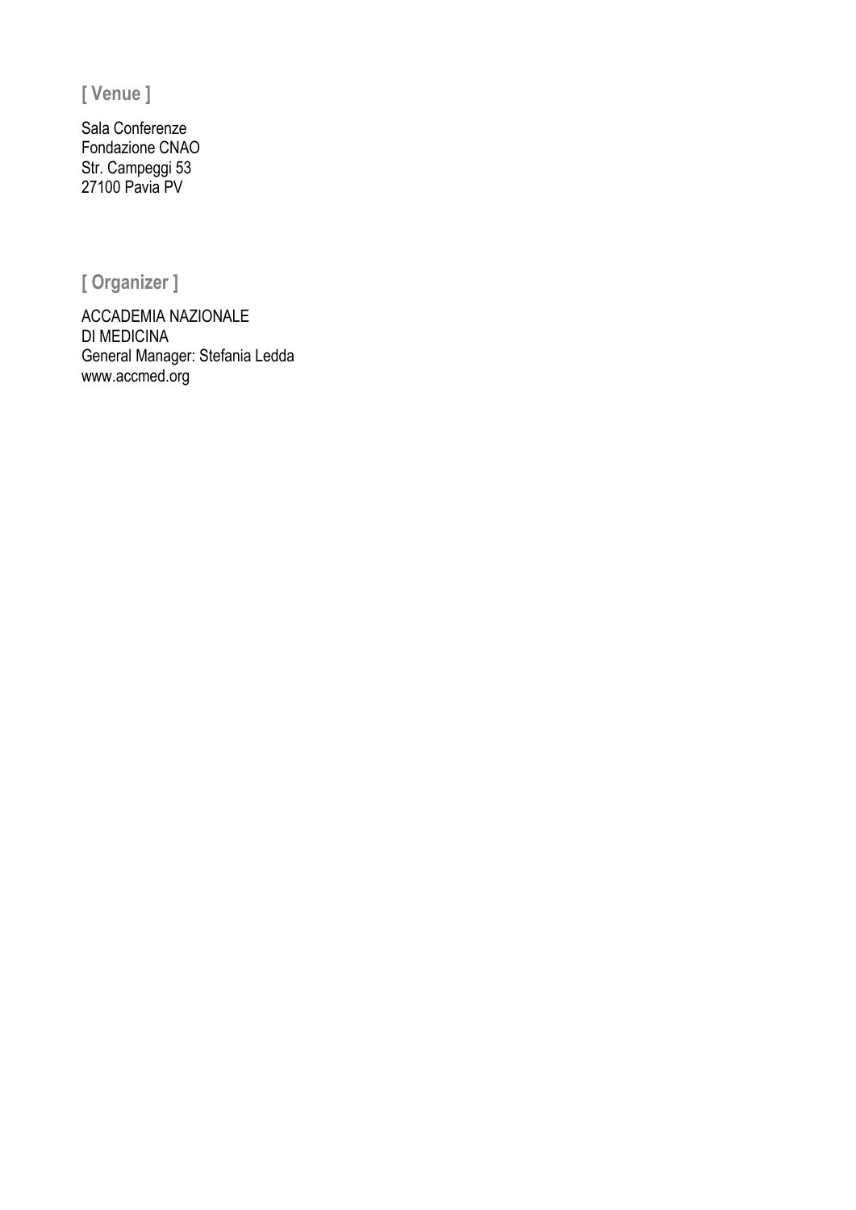## [ Venue ]

Sala Conferenze
Fondazione CNAO
Str. Campeggi 53
27100 Pavia PV

## [ Organizer ]

ACCADEMIA NAZIONALE
DI MEDICINA
General Manager: Stefania Ledda
www.accmed.org